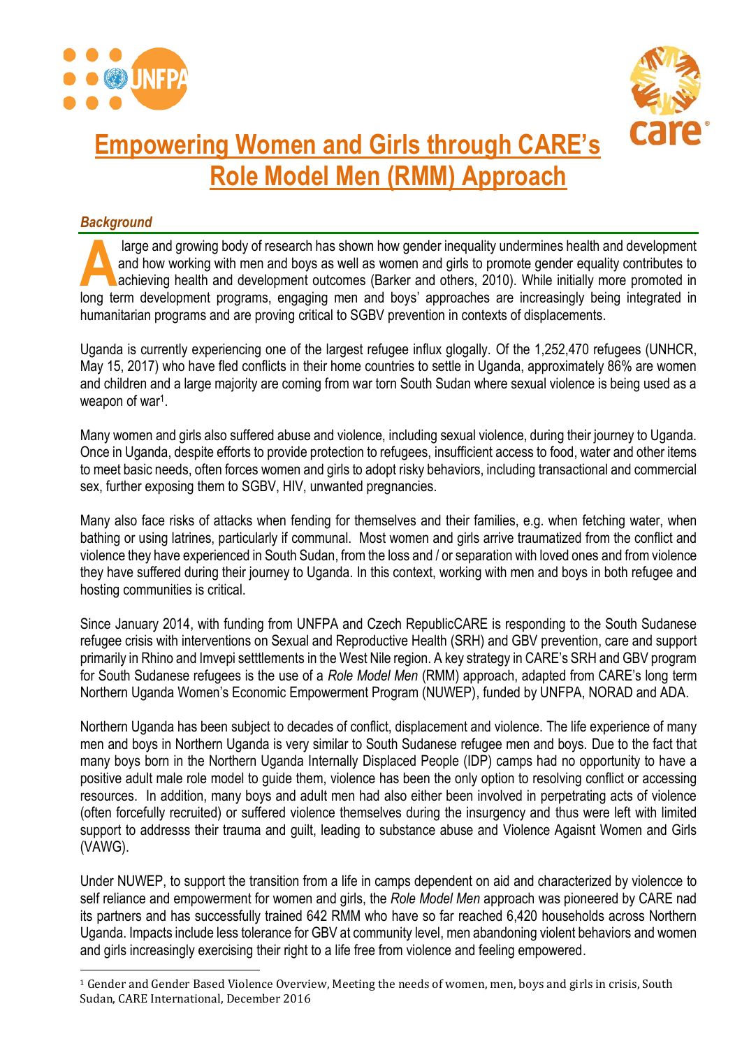# Empowering Women and Girls through CARE's Role Model Men (RMM) Approach

## *Background*

A large and growing body of research has shown how gender inequality undermines health and development and how working with men and boys as well as women and girls to promote gender equality contributes to achieving health and development outcomes (Barker and others, 2010). While initially more promoted in long term development programs, engaging men and boys' approaches are increasingly being integrated in humanitarian programs and are proving critical to SGBV prevention in contexts of displacements.

Uganda is currently experiencing one of the largest refugee influx glogally. Of the 1,252,470 refugees (UNHCR, May 15, 2017) who have fled conflicts in their home countries to settle in Uganda, approximately 86% are women and children and a large majority are coming from war torn South Sudan where sexual violence is being used as a weapon of war[1].

Many women and girls also suffered abuse and violence, including sexual violence, during their journey to Uganda. Once in Uganda, despite efforts to provide protection to refugees, insufficient access to food, water and other items to meet basic needs, often forces women and girls to adopt risky behaviors, including transactional and commercial sex, further exposing them to SGBV, HIV, unwanted pregnancies.

Many also face risks of attacks when fending for themselves and their families, e.g. when fetching water, when bathing or using latrines, particularly if communal. Most women and girls arrive traumatized from the conflict and violence they have experienced in South Sudan, from the loss and / or separation with loved ones and from violence they have suffered during their journey to Uganda. In this context, working with men and boys in both refugee and hosting communities is critical.

Since January 2014, with funding from UNFPA and Czech RepublicCARE is responding to the South Sudanese refugee crisis with interventions on Sexual and Reproductive Health (SRH) and GBV prevention, care and support primarily in Rhino and Imvepi setttlements in the West Nile region. A key strategy in CARE's SRH and GBV program for South Sudanese refugees is the use of a *Role Model Men* (RMM) approach, adapted from CARE's long term Northern Uganda Women's Economic Empowerment Program (NUWEP), funded by UNFPA, NORAD and ADA.

Northern Uganda has been subject to decades of conflict, displacement and violence. The life experience of many men and boys in Northern Uganda is very similar to South Sudanese refugee men and boys. Due to the fact that many boys born in the Northern Uganda Internally Displaced People (IDP) camps had no opportunity to have a positive adult male role model to guide them, violence has been the only option to resolving conflict or accessing resources. In addition, many boys and adult men had also either been involved in perpetrating acts of violence (often forcefully recruited) or suffered violence themselves during the insurgency and thus were left with limited support to addresss their trauma and guilt, leading to substance abuse and Violence Agaisnt Women and Girls (VAWG).

Under NUWEP, to support the transition from a life in camps dependent on aid and characterized by violencce to self reliance and empowerment for women and girls, the *Role Model Men* approach was pioneered by CARE nad its partners and has successfully trained 642 RMM who have so far reached 6,420 households across Northern Uganda. Impacts include less tolerance for GBV at community level, men abandoning violent behaviors and women and girls increasingly exercising their right to a life free from violence and feeling empowered.

---

[1] Gender and Gender Based Violence Overview, Meeting the needs of women, men, boys and girls in crisis, South Sudan, CARE International, December 2016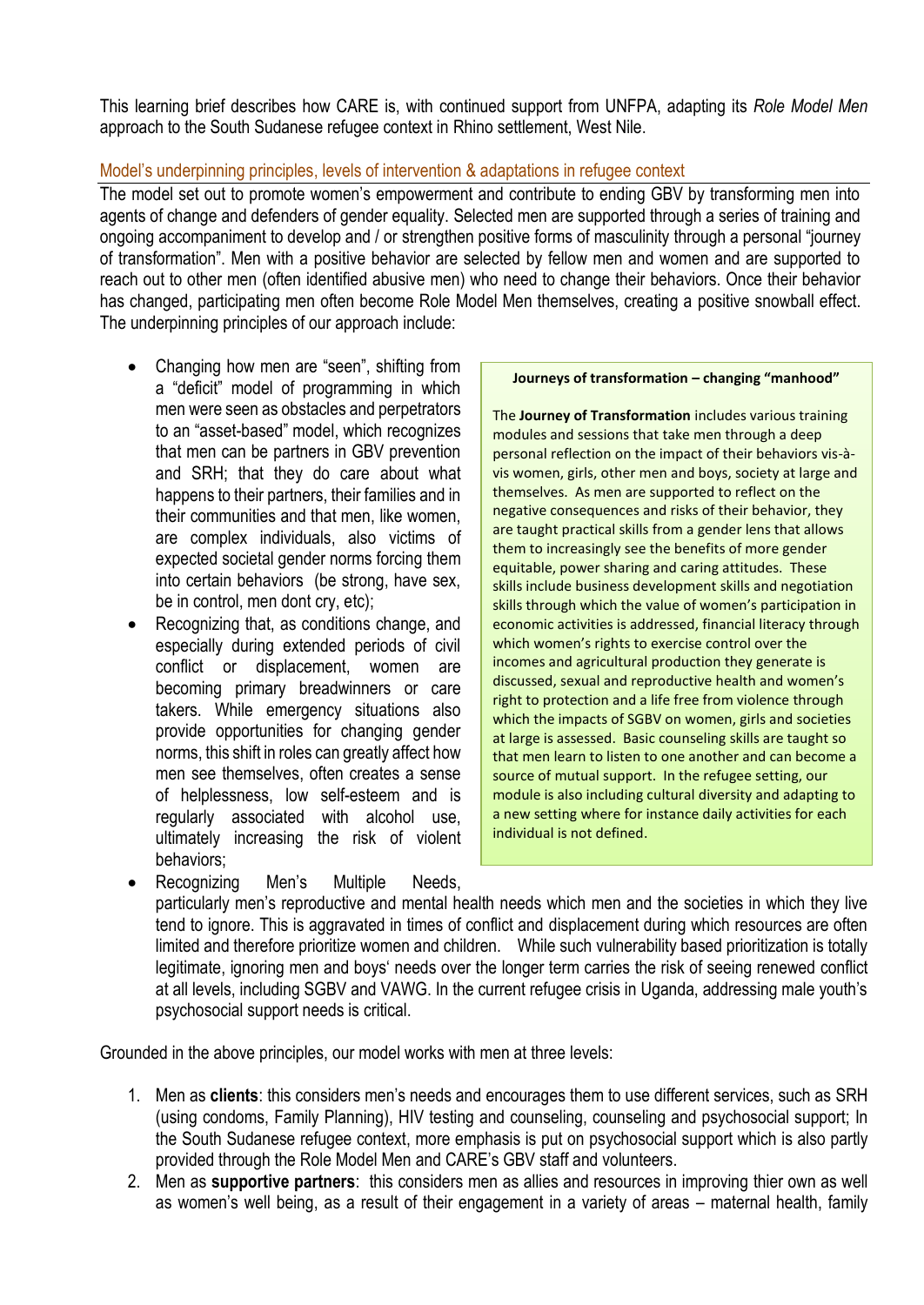This learning brief describes how CARE is, with continued support from UNFPA, adapting its *Role Model Men* approach to the South Sudanese refugee context in Rhino settlement, West Nile.

## Model's underpinning principles, levels of intervention & adaptations in refugee context

The model set out to promote women's empowerment and contribute to ending GBV by transforming men into agents of change and defenders of gender equality. Selected men are supported through a series of training and ongoing accompaniment to develop and / or strengthen positive forms of masculinity through a personal "journey of transformation". Men with a positive behavior are selected by fellow men and women and are supported to reach out to other men (often identified abusive men) who need to change their behaviors. Once their behavior has changed, participating men often become Role Model Men themselves, creating a positive snowball effect. The underpinning principles of our approach include:

- Changing how men are "seen", shifting from a "deficit" model of programming in which men were seen as obstacles and perpetrators to an "asset-based" model, which recognizes that men can be partners in GBV prevention and SRH; that they do care about what happens to their partners, their families and in their communities and that men, like women, are complex individuals, also victims of expected societal gender norms forcing them into certain behaviors (be strong, have sex, be in control, men dont cry, etc);
- Recognizing that, as conditions change, and especially during extended periods of civil conflict or displacement, women are becoming primary breadwinners or care takers. While emergency situations also provide opportunities for changing gender norms, this shift in roles can greatly affect how men see themselves, often creates a sense of helplessness, low self-esteem and is regularly associated with alcohol use, ultimately increasing the risk of violent behaviors;
- Recognizing Men's Multiple Needs, particularly men's reproductive and mental health needs which men and the societies in which they live tend to ignore. This is aggravated in times of conflict and displacement during which resources are often limited and therefore prioritize women and children. While such vulnerability based prioritization is totally legitimate, ignoring men and boys' needs over the longer term carries the risk of seeing renewed conflict at all levels, including SGBV and VAWG. In the current refugee crisis in Uganda, addressing male youth's psychosocial support needs is critical.

> **Journeys of transformation – changing "manhood"**
>
> The **Journey of Transformation** includes various training modules and sessions that take men through a deep personal reflection on the impact of their behaviors vis-à-vis women, girls, other men and boys, society at large and themselves. As men are supported to reflect on the negative consequences and risks of their behavior, they are taught practical skills from a gender lens that allows them to increasingly see the benefits of more gender equitable, power sharing and caring attitudes. These skills include business development skills and negotiation skills through which the value of women's participation in economic activities is addressed, financial literacy through which women's rights to exercise control over the incomes and agricultural production they generate is discussed, sexual and reproductive health and women's right to protection and a life free from violence through which the impacts of SGBV on women, girls and societies at large is assessed. Basic counseling skills are taught so that men learn to listen to one another and can become a source of mutual support. In the refugee setting, our module is also including cultural diversity and adapting to a new setting where for instance daily activities for each individual is not defined.

Grounded in the above principles, our model works with men at three levels:

1. Men as **clients**: this considers men's needs and encourages them to use different services, such as SRH (using condoms, Family Planning), HIV testing and counseling, counseling and psychosocial support; In the South Sudanese refugee context, more emphasis is put on psychosocial support which is also partly provided through the Role Model Men and CARE's GBV staff and volunteers.
2. Men as **supportive partners**: this considers men as allies and resources in improving thier own as well as women's well being, as a result of their engagement in a variety of areas – maternal health, family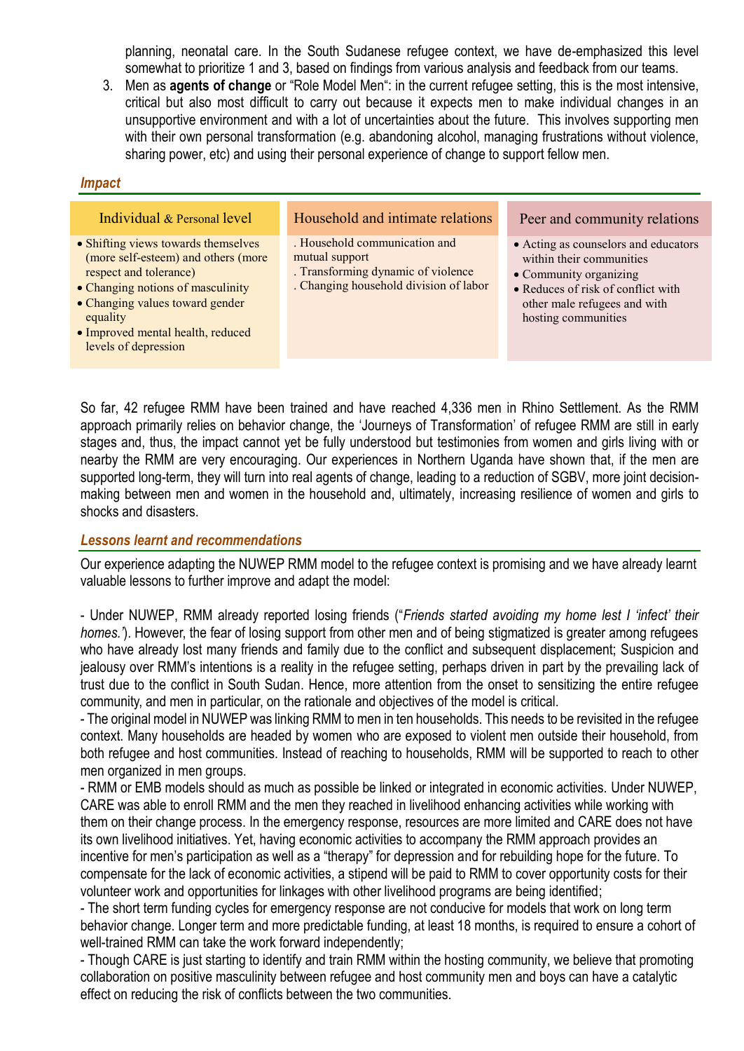planning, neonatal care. In the South Sudanese refugee context, we have de-emphasized this level somewhat to prioritize 1 and 3, based on findings from various analysis and feedback from our teams.

3. Men as **agents of change** or "Role Model Men": in the current refugee setting, this is the most intensive, critical but also most difficult to carry out because it expects men to make individual changes in an unsupportive environment and with a lot of uncertainties about the future. This involves supporting men with their own personal transformation (e.g. abandoning alcohol, managing frustrations without violence, sharing power, etc) and using their personal experience of change to support fellow men.

### *Impact*

| Individual & Personal level | Household and intimate relations | Peer and community relations |
| --- | --- | --- |
| • Shifting views towards themselves (more self-esteem) and others (more respect and tolerance)<br>• Changing notions of masculinity<br>• Changing values toward gender equality<br>• Improved mental health, reduced levels of depression | . Household communication and mutual support<br>. Transforming dynamic of violence<br>. Changing household division of labor | • Acting as counselors and educators within their communities<br>• Community organizing<br>• Reduces of risk of conflict with other male refugees and with hosting communities |

So far, 42 refugee RMM have been trained and have reached 4,336 men in Rhino Settlement. As the RMM approach primarily relies on behavior change, the 'Journeys of Transformation' of refugee RMM are still in early stages and, thus, the impact cannot yet be fully understood but testimonies from women and girls living with or nearby the RMM are very encouraging. Our experiences in Northern Uganda have shown that, if the men are supported long-term, they will turn into real agents of change, leading to a reduction of SGBV, more joint decision-making between men and women in the household and, ultimately, increasing resilience of women and girls to shocks and disasters.

### *Lessons learnt and recommendations*

Our experience adapting the NUWEP RMM model to the refugee context is promising and we have already learnt valuable lessons to further improve and adapt the model:

- Under NUWEP, RMM already reported losing friends ("*Friends started avoiding my home lest I 'infect' their homes.'*). However, the fear of losing support from other men and of being stigmatized is greater among refugees who have already lost many friends and family due to the conflict and subsequent displacement; Suspicion and jealousy over RMM's intentions is a reality in the refugee setting, perhaps driven in part by the prevailing lack of trust due to the conflict in South Sudan. Hence, more attention from the onset to sensitizing the entire refugee community, and men in particular, on the rationale and objectives of the model is critical.
- The original model in NUWEP was linking RMM to men in ten households. This needs to be revisited in the refugee context. Many households are headed by women who are exposed to violent men outside their household, from both refugee and host communities. Instead of reaching to households, RMM will be supported to reach to other men organized in men groups.
- RMM or EMB models should as much as possible be linked or integrated in economic activities. Under NUWEP, CARE was able to enroll RMM and the men they reached in livelihood enhancing activities while working with them on their change process. In the emergency response, resources are more limited and CARE does not have its own livelihood initiatives. Yet, having economic activities to accompany the RMM approach provides an incentive for men's participation as well as a "therapy" for depression and for rebuilding hope for the future. To compensate for the lack of economic activities, a stipend will be paid to RMM to cover opportunity costs for their volunteer work and opportunities for linkages with other livelihood programs are being identified;
- The short term funding cycles for emergency response are not conducive for models that work on long term behavior change. Longer term and more predictable funding, at least 18 months, is required to ensure a cohort of well-trained RMM can take the work forward independently;
- Though CARE is just starting to identify and train RMM within the hosting community, we believe that promoting collaboration on positive masculinity between refugee and host community men and boys can have a catalytic effect on reducing the risk of conflicts between the two communities.